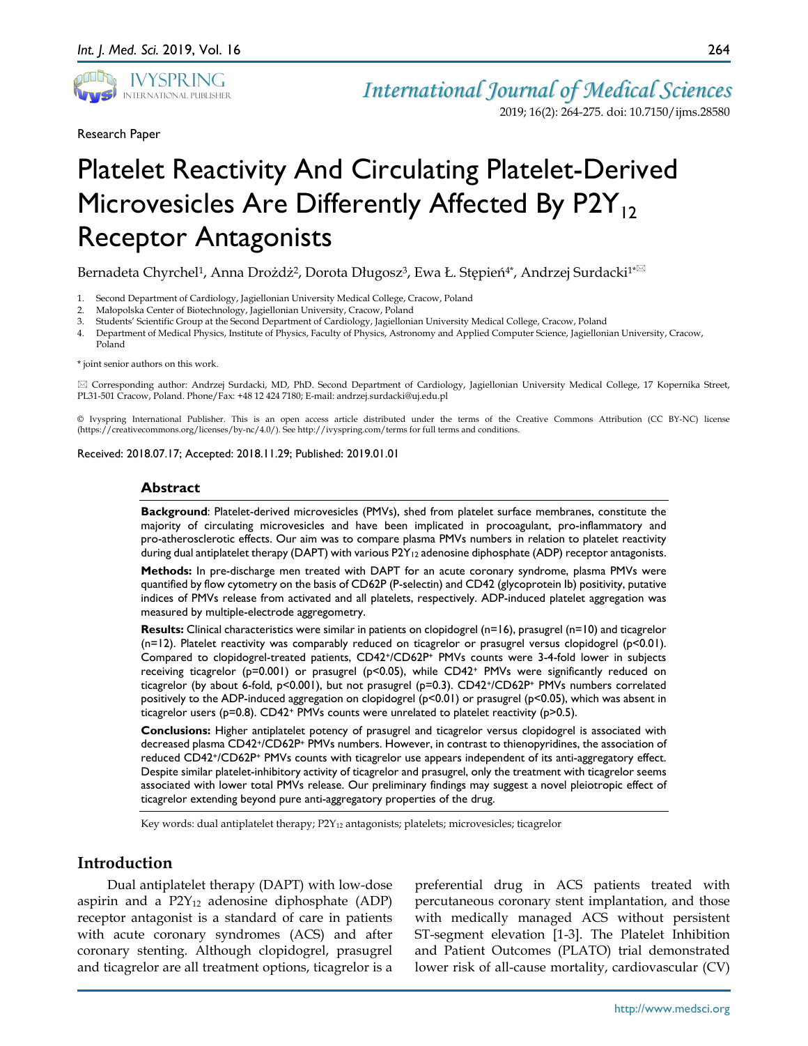Research Paper

# Platelet Reactivity And Circulating Platelet-Derived Microvesicles Are Differently Affected By $P2Y_{12}$ Receptor Antagonists

Bernadeta Chyrchel[1], Anna Drożdż[2], Dorota Długosz[3], Ewa Ł. Stępień[4*], Andrzej Surdacki[1*]✉

1. Second Department of Cardiology, Jagiellonian University Medical College, Cracow, Poland
2. Małopolska Center of Biotechnology, Jagiellonian University, Cracow, Poland
3. Students' Scientific Group at the Second Department of Cardiology, Jagiellonian University Medical College, Cracow, Poland
4. Department of Medical Physics, Institute of Physics, Faculty of Physics, Astronomy and Applied Computer Science, Jagiellonian University, Cracow, Poland

\* joint senior authors on this work.

✉ Corresponding author: Andrzej Surdacki, MD, PhD. Second Department of Cardiology, Jagiellonian University Medical College, 17 Kopernika Street, PL31-501 Cracow, Poland. Phone/Fax: +48 12 424 7180; E-mail: andrzej.surdacki@uj.edu.pl

© Ivyspring International Publisher. This is an open access article distributed under the terms of the Creative Commons Attribution (CC BY-NC) license (https://creativecommons.org/licenses/by-nc/4.0/). See http://ivyspring.com/terms for full terms and conditions.

Received: 2018.07.17; Accepted: 2018.11.29; Published: 2019.01.01

## Abstract

**Background**: Platelet-derived microvesicles (PMVs), shed from platelet surface membranes, constitute the majority of circulating microvesicles and have been implicated in procoagulant, pro-inflammatory and pro-atherosclerotic effects. Our aim was to compare plasma PMVs numbers in relation to platelet reactivity during dual antiplatelet therapy (DAPT) with various $P2Y_{12}$ adenosine diphosphate (ADP) receptor antagonists.

**Methods:** In pre-discharge men treated with DAPT for an acute coronary syndrome, plasma PMVs were quantified by flow cytometry on the basis of CD62P (P-selectin) and CD42 (glycoprotein Ib) positivity, putative indices of PMVs release from activated and all platelets, respectively. ADP-induced platelet aggregation was measured by multiple-electrode aggregometry.

**Results:** Clinical characteristics were similar in patients on clopidogrel (n=16), prasugrel (n=10) and ticagrelor (n=12). Platelet reactivity was comparably reduced on ticagrelor or prasugrel versus clopidogrel ($p<0.01$). Compared to clopidogrel-treated patients, $CD42^+/CD62P^+$ PMVs counts were 3-4-fold lower in subjects receiving ticagrelor ($p=0.001$) or prasugrel ($p<0.05$), while $CD42^+$ PMVs were significantly reduced on ticagrelor (by about 6-fold, $p<0.001$), but not prasugrel ($p=0.3$). $CD42^+/CD62P^+$ PMVs numbers correlated positively to the ADP-induced aggregation on clopidogrel ($p<0.01$) or prasugrel ($p<0.05$), which was absent in ticagrelor users ($p=0.8$). $CD42^+$ PMVs counts were unrelated to platelet reactivity ($p>0.5$).

**Conclusions:** Higher antiplatelet potency of prasugrel and ticagrelor versus clopidogrel is associated with decreased plasma $CD42^+/CD62P^+$ PMVs numbers. However, in contrast to thienopyridines, the association of reduced $CD42^+/CD62P^+$ PMVs counts with ticagrelor use appears independent of its anti-aggregatory effect. Despite similar platelet-inhibitory activity of ticagrelor and prasugrel, only the treatment with ticagrelor seems associated with lower total PMVs release. Our preliminary findings may suggest a novel pleiotropic effect of ticagrelor extending beyond pure anti-aggregatory properties of the drug.

Key words: dual antiplatelet therapy; $P2Y_{12}$ antagonists; platelets; microvesicles; ticagrelor

## Introduction

Dual antiplatelet therapy (DAPT) with low-dose aspirin and a $P2Y_{12}$ adenosine diphosphate (ADP) receptor antagonist is a standard of care in patients with acute coronary syndromes (ACS) and after coronary stenting. Although clopidogrel, prasugrel and ticagrelor are all treatment options, ticagrelor is a preferential drug in ACS patients treated with percutaneous coronary stent implantation, and those with medically managed ACS without persistent ST-segment elevation [1-3]. The Platelet Inhibition and Patient Outcomes (PLATO) trial demonstrated lower risk of all-cause mortality, cardiovascular (CV)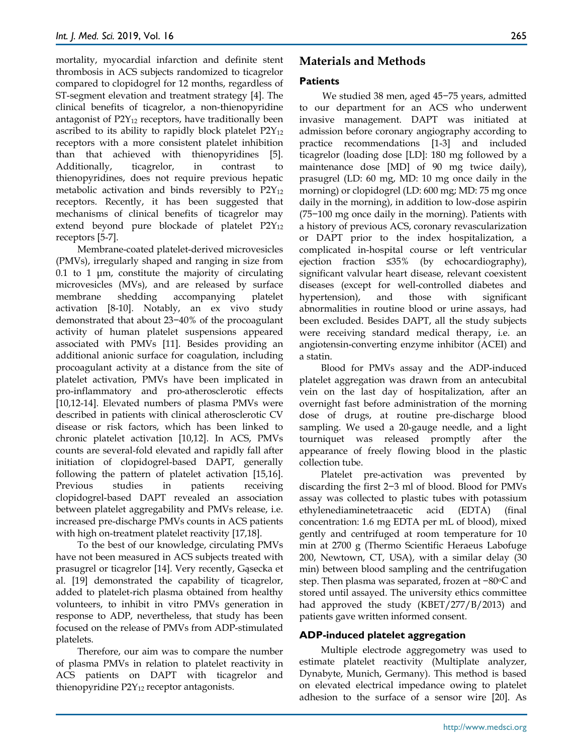mortality, myocardial infarction and definite stent thrombosis in ACS subjects randomized to ticagrelor compared to clopidogrel for 12 months, regardless of ST-segment elevation and treatment strategy [4]. The clinical benefits of ticagrelor, a non-thienopyridine antagonist of $P2Y_{12}$ receptors, have traditionally been ascribed to its ability to rapidly block platelet $P2Y_{12}$ receptors with a more consistent platelet inhibition than that achieved with thienopyridines [5]. Additionally, ticagrelor, in contrast to thienopyridines, does not require previous hepatic metabolic activation and binds reversibly to $P2Y_{12}$ receptors. Recently, it has been suggested that mechanisms of clinical benefits of ticagrelor may extend beyond pure blockade of platelet $P2Y_{12}$ receptors [5-7].

Membrane-coated platelet-derived microvesicles (PMVs), irregularly shaped and ranging in size from 0.1 to 1 µm, constitute the majority of circulating microvesicles (MVs), and are released by surface membrane shedding accompanying platelet activation [8-10]. Notably, an ex vivo study demonstrated that about 23−40% of the procoagulant activity of human platelet suspensions appeared associated with PMVs [11]. Besides providing an additional anionic surface for coagulation, including procoagulant activity at a distance from the site of platelet activation, PMVs have been implicated in pro-inflammatory and pro-atherosclerotic effects [10,12-14]. Elevated numbers of plasma PMVs were described in patients with clinical atherosclerotic CV disease or risk factors, which has been linked to chronic platelet activation [10,12]. In ACS, PMVs counts are several-fold elevated and rapidly fall after initiation of clopidogrel-based DAPT, generally following the pattern of platelet activation [15,16]. Previous studies in patients receiving clopidogrel-based DAPT revealed an association between platelet aggregability and PMVs release, i.e. increased pre-discharge PMVs counts in ACS patients with high on-treatment platelet reactivity [17,18].

To the best of our knowledge, circulating PMVs have not been measured in ACS subjects treated with prasugrel or ticagrelor [14]. Very recently, Gąsecka et al. [19] demonstrated the capability of ticagrelor, added to platelet-rich plasma obtained from healthy volunteers, to inhibit in vitro PMVs generation in response to ADP, nevertheless, that study has been focused on the release of PMVs from ADP-stimulated platelets.

Therefore, our aim was to compare the number of plasma PMVs in relation to platelet reactivity in ACS patients on DAPT with ticagrelor and thienopyridine $P2Y_{12}$ receptor antagonists.

## Materials and Methods

### Patients

We studied 38 men, aged 45−75 years, admitted to our department for an ACS who underwent invasive management. DAPT was initiated at admission before coronary angiography according to practice recommendations [1-3] and included ticagrelor (loading dose [LD]: 180 mg followed by a maintenance dose [MD] of 90 mg twice daily), prasugrel (LD: 60 mg, MD: 10 mg once daily in the morning) or clopidogrel (LD: 600 mg; MD: 75 mg once daily in the morning), in addition to low-dose aspirin (75−100 mg once daily in the morning). Patients with a history of previous ACS, coronary revascularization or DAPT prior to the index hospitalization, a complicated in-hospital course or left ventricular ejection fraction ≤35% (by echocardiography), significant valvular heart disease, relevant coexistent diseases (except for well-controlled diabetes and hypertension), and those with significant abnormalities in routine blood or urine assays, had been excluded. Besides DAPT, all the study subjects were receiving standard medical therapy, i.e. an angiotensin-converting enzyme inhibitor (ACEI) and a statin.

Blood for PMVs assay and the ADP-induced platelet aggregation was drawn from an antecubital vein on the last day of hospitalization, after an overnight fast before administration of the morning dose of drugs, at routine pre-discharge blood sampling. We used a 20-gauge needle, and a light tourniquet was released promptly after the appearance of freely flowing blood in the plastic collection tube.

Platelet pre-activation was prevented by discarding the first 2−3 ml of blood. Blood for PMVs assay was collected to plastic tubes with potassium ethylenediaminetetraacetic acid (EDTA) (final concentration: 1.6 mg EDTA per mL of blood), mixed gently and centrifuged at room temperature for 10 min at 2700 g (Thermo Scientific Heraeus Labofuge 200, Newtown, CT, USA), with a similar delay (30 min) between blood sampling and the centrifugation step. Then plasma was separated, frozen at −80°C and stored until assayed. The university ethics committee had approved the study (KBET/277/B/2013) and patients gave written informed consent.

### ADP-induced platelet aggregation

Multiple electrode aggregometry was used to estimate platelet reactivity (Multiplate analyzer, Dynabyte, Munich, Germany). This method is based on elevated electrical impedance owing to platelet adhesion to the surface of a sensor wire [20]. As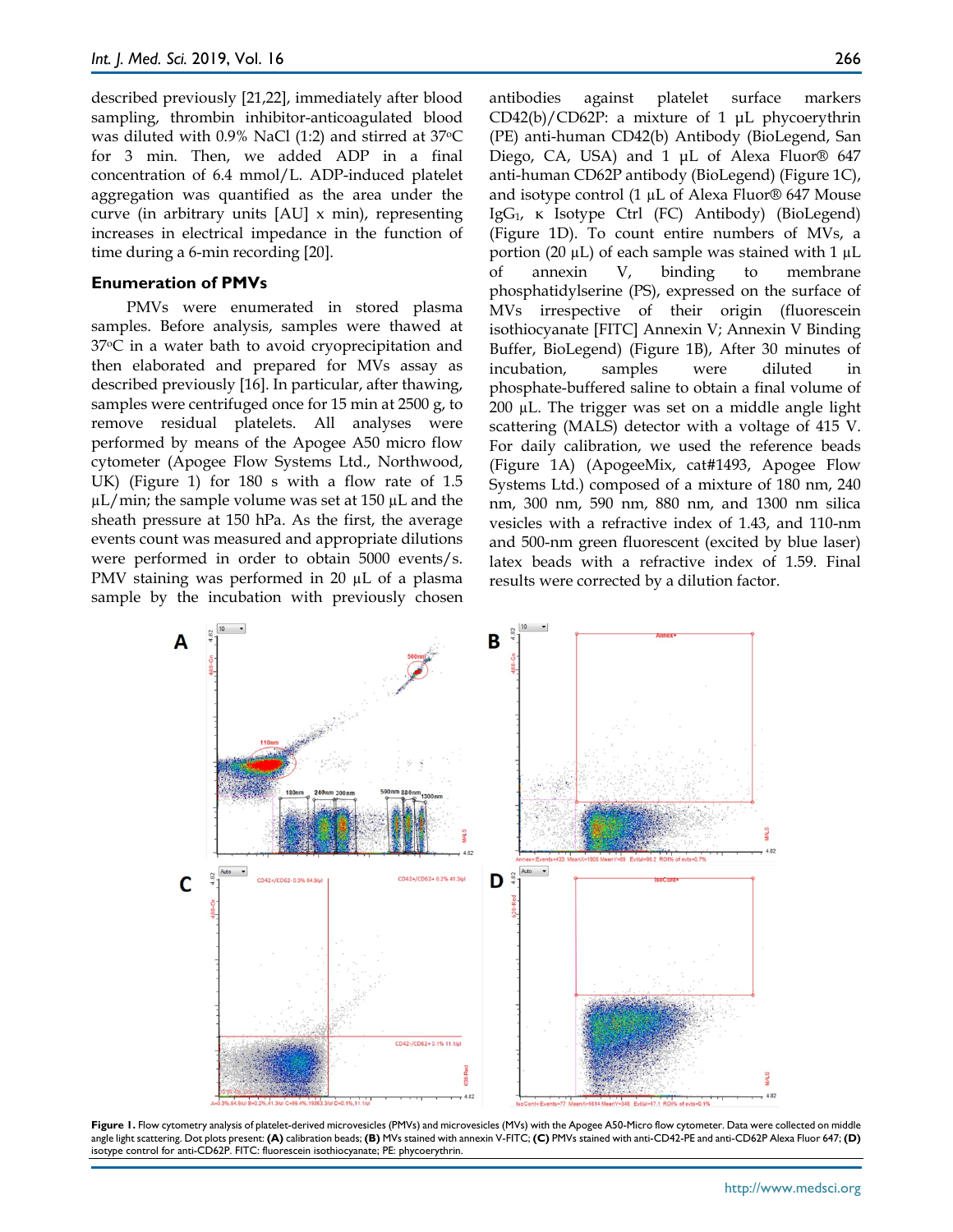described previously [21,22], immediately after blood sampling, thrombin inhibitor-anticoagulated blood was diluted with 0.9% NaCl (1:2) and stirred at 37°C for 3 min. Then, we added ADP in a final concentration of 6.4 mmol/L. ADP-induced platelet aggregation was quantified as the area under the curve (in arbitrary units [AU] x min), representing increases in electrical impedance in the function of time during a 6-min recording [20].

### Enumeration of PMVs

PMVs were enumerated in stored plasma samples. Before analysis, samples were thawed at 37°C in a water bath to avoid cryoprecipitation and then elaborated and prepared for MVs assay as described previously [16]. In particular, after thawing, samples were centrifuged once for 15 min at 2500 g, to remove residual platelets. All analyses were performed by means of the Apogee A50 micro flow cytometer (Apogee Flow Systems Ltd., Northwood, UK) (Figure 1) for 180 s with a flow rate of 1.5 µL/min; the sample volume was set at 150 µL and the sheath pressure at 150 hPa. As the first, the average events count was measured and appropriate dilutions were performed in order to obtain 5000 events/s. PMV staining was performed in 20 µL of a plasma sample by the incubation with previously chosen antibodies against platelet surface markers CD42(b)/CD62P: a mixture of 1 µL phycoerythrin (PE) anti-human CD42(b) Antibody (BioLegend, San Diego, CA, USA) and 1 µL of Alexa Fluor® 647 anti-human CD62P antibody (BioLegend) (Figure 1C), and isotype control (1 µL of Alexa Fluor® 647 Mouse $IgG_1$, κ Isotype Ctrl (FC) Antibody) (BioLegend) (Figure 1D). To count entire numbers of MVs, a portion (20 µL) of each sample was stained with 1 µL of annexin V, binding to membrane phosphatidylserine (PS), expressed on the surface of MVs irrespective of their origin (fluorescein isothiocyanate [FITC] Annexin V; Annexin V Binding Buffer, BioLegend) (Figure 1B), After 30 minutes of incubation, samples were diluted in phosphate-buffered saline to obtain a final volume of 200 µL. The trigger was set on a middle angle light scattering (MALS) detector with a voltage of 415 V. For daily calibration, we used the reference beads (Figure 1A) (ApogeeMix, cat#1493, Apogee Flow Systems Ltd.) composed of a mixture of 180 nm, 240 nm, 300 nm, 590 nm, 880 nm, and 1300 nm silica vesicles with a refractive index of 1.43, and 110-nm and 500-nm green fluorescent (excited by blue laser) latex beads with a refractive index of 1.59. Final results were corrected by a dilution factor.

**Figure 1.** Flow cytometry analysis of platelet-derived microvesicles (PMVs) and microvesicles (MVs) with the Apogee A50-Micro flow cytometer. Data were collected on middle angle light scattering. Dot plots present: **(A)** calibration beads; **(B)** MVs stained with annexin V-FITC; **(C)** PMVs stained with anti-CD42-PE and anti-CD62P Alexa Fluor 647; **(D)** isotype control for anti-CD62P. FITC: fluorescein isothiocyanate; PE: phycoerythrin.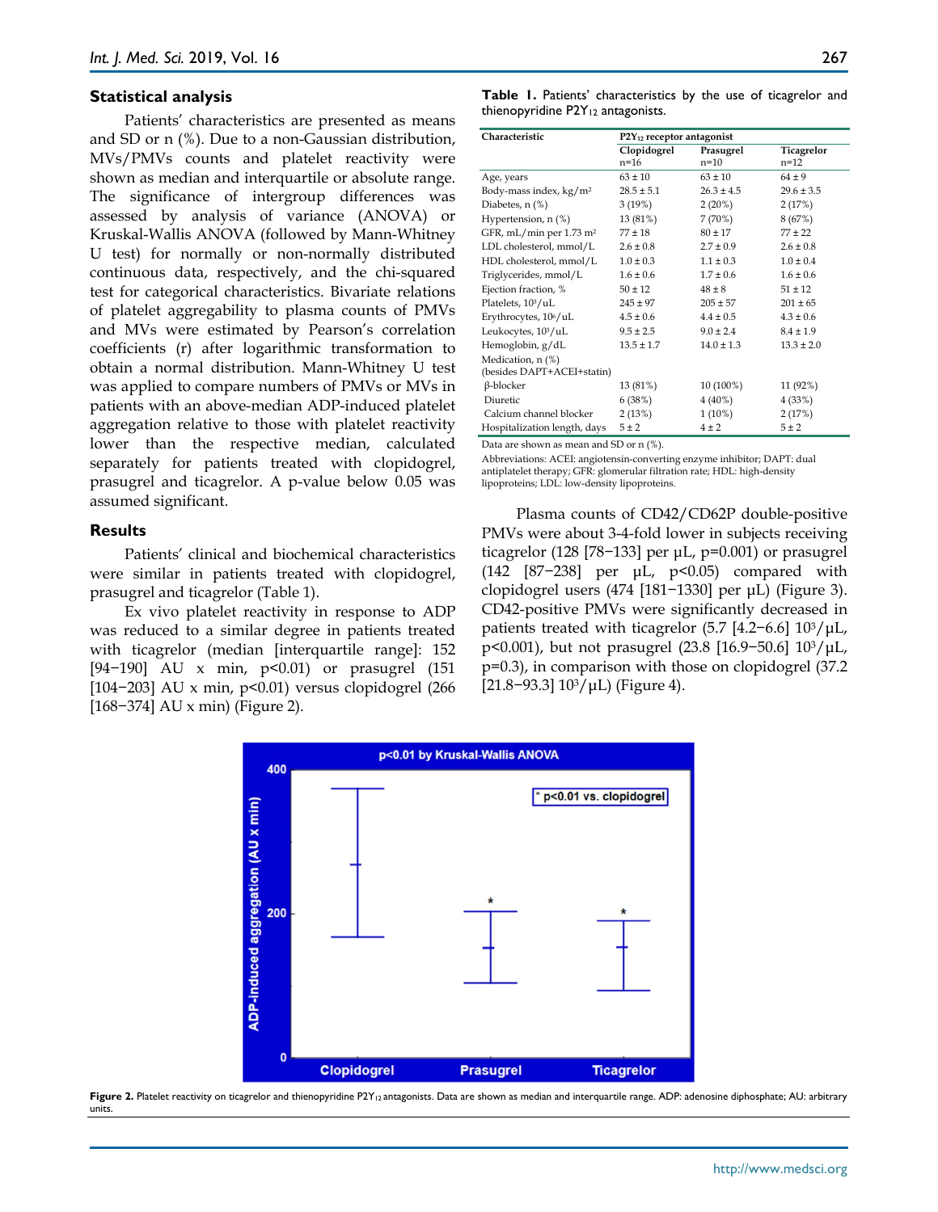### Statistical analysis

Patients' characteristics are presented as means and SD or n (%). Due to a non-Gaussian distribution, MVs/PMVs counts and platelet reactivity were shown as median and interquartile or absolute range. The significance of intergroup differences was assessed by analysis of variance (ANOVA) or Kruskal-Wallis ANOVA (followed by Mann-Whitney U test) for normally or non-normally distributed continuous data, respectively, and the chi-squared test for categorical characteristics. Bivariate relations of platelet aggregability to plasma counts of PMVs and MVs were estimated by Pearson's correlation coefficients (r) after logarithmic transformation to obtain a normal distribution. Mann-Whitney U test was applied to compare numbers of PMVs or MVs in patients with an above-median ADP-induced platelet aggregation relative to those with platelet reactivity lower than the respective median, calculated separately for patients treated with clopidogrel, prasugrel and ticagrelor. A p-value below 0.05 was assumed significant.

### Results

Patients' clinical and biochemical characteristics were similar in patients treated with clopidogrel, prasugrel and ticagrelor (Table 1).

Ex vivo platelet reactivity in response to ADP was reduced to a similar degree in patients treated with ticagrelor (median [interquartile range]: 152 [94−190] AU x min, p<0.01) or prasugrel (151 [104−203] AU x min, p<0.01) versus clopidogrel (266 [168−374] AU x min) (Figure 2).

**Table 1.** Patients' characteristics by the use of ticagrelor and thienopyridine $P2Y_{12}$ antagonists.

| Characteristic | $P2Y_{12}$ receptor antagonist | | |
|---|---|---|---|
| | Clopidogrel n=16 | Prasugrel n=10 | Ticagrelor n=12 |
| Age, years | 63 ± 10 | 63 ± 10 | 64 ± 9 |
| Body-mass index, kg/m$^2$ | 28.5 ± 5.1 | 26.3 ± 4.5 | 29.6 ± 3.5 |
| Diabetes, n (%) | 3 (19%) | 2 (20%) | 2 (17%) |
| Hypertension, n (%) | 13 (81%) | 7 (70%) | 8 (67%) |
| GFR, mL/min per 1.73 m$^2$ | 77 ± 18 | 80 ± 17 | 77 ± 22 |
| LDL cholesterol, mmol/L | 2.6 ± 0.8 | 2.7 ± 0.9 | 2.6 ± 0.8 |
| HDL cholesterol, mmol/L | 1.0 ± 0.3 | 1.1 ± 0.3 | 1.0 ± 0.4 |
| Triglycerides, mmol/L | 1.6 ± 0.6 | 1.7 ± 0.6 | 1.6 ± 0.6 |
| Ejection fraction, % | 50 ± 12 | 48 ± 8 | 51 ± 12 |
| Platelets, $10^3$/uL | 245 ± 97 | 205 ± 57 | 201 ± 65 |
| Erythrocytes, $10^6$/uL | 4.5 ± 0.6 | 4.4 ± 0.5 | 4.3 ± 0.6 |
| Leukocytes, $10^3$/uL | 9.5 ± 2.5 | 9.0 ± 2.4 | 8.4 ± 1.9 |
| Hemoglobin, g/dL | 13.5 ± 1.7 | 14.0 ± 1.3 | 13.3 ± 2.0 |
| Medication, n (%) (besides DAPT+ACEI+statin) | | | |
| β-blocker | 13 (81%) | 10 (100%) | 11 (92%) |
| Diuretic | 6 (38%) | 4 (40%) | 4 (33%) |
| Calcium channel blocker | 2 (13%) | 1 (10%) | 2 (17%) |
| Hospitalization length, days | 5 ± 2 | 4 ± 2 | 5 ± 2 |

Data are shown as mean and SD or n (%).

Abbreviations: ACEI: angiotensin-converting enzyme inhibitor; DAPT: dual antiplatelet therapy; GFR: glomerular filtration rate; HDL: high-density lipoproteins; LDL: low-density lipoproteins.

Plasma counts of CD42/CD62P double-positive PMVs were about 3-4-fold lower in subjects receiving ticagrelor (128 [78−133] per μL, p=0.001) or prasugrel (142 [87−238] per μL, p<0.05) compared with clopidogrel users (474 [181−1330] per μL) (Figure 3). CD42-positive PMVs were significantly decreased in patients treated with ticagrelor (5.7 [4.2−6.6] $10^3$/μL, p<0.001), but not prasugrel (23.8 [16.9−50.6] $10^3$/μL, p=0.3), in comparison with those on clopidogrel (37.2 [21.8−93.3] $10^3$/μL) (Figure 4).

**Figure 2.** Platelet reactivity on ticagrelor and thienopyridine $P2Y_{12}$ antagonists. Data are shown as median and interquartile range. ADP: adenosine diphosphate; AU: arbitrary units.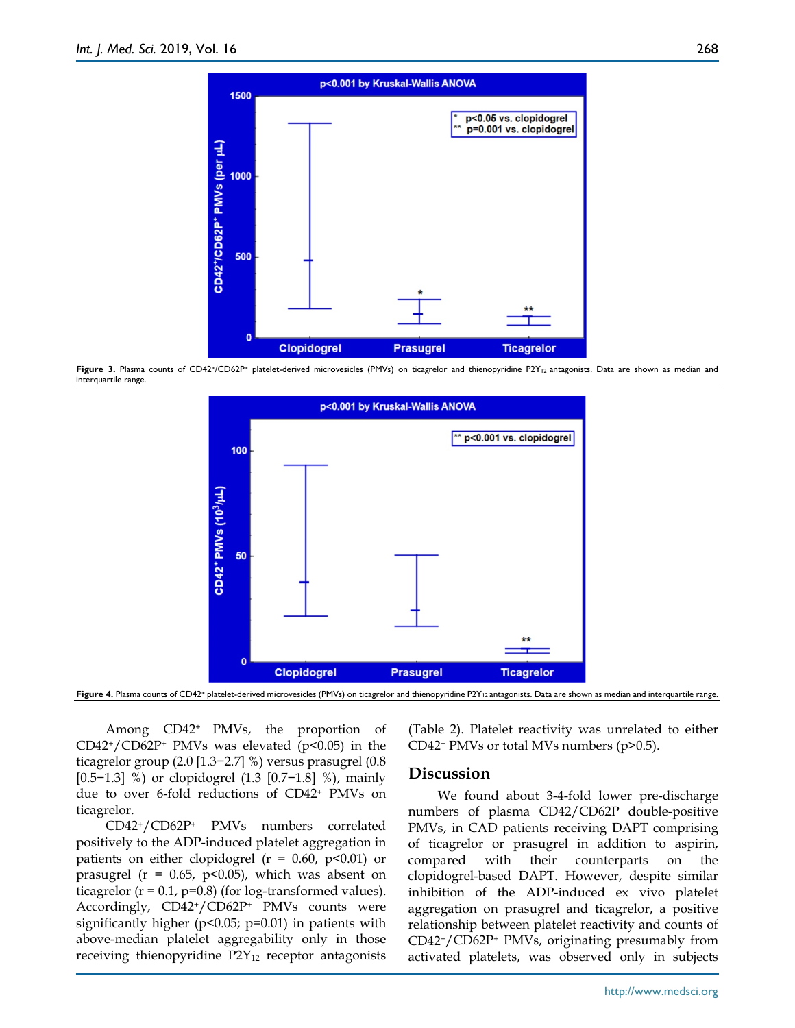Figure 3. Plasma counts of CD42⁺/CD62P⁺ platelet-derived microvesicles (PMVs) on ticagrelor and thienopyridine $P2Y_{12}$ antagonists. Data are shown as median and interquartile range.

Figure 4. Plasma counts of CD42⁺ platelet-derived microvesicles (PMVs) on ticagrelor and thienopyridine $P2Y_{12}$ antagonists. Data are shown as median and interquartile range.

Among $CD42^+$ PMVs, the proportion of $CD42^+/CD62P^+$ PMVs was elevated ($p<0.05$) in the ticagrelor group (2.0 [1.3−2.7] %) versus prasugrel (0.8 [0.5−1.3] %) or clopidogrel (1.3 [0.7−1.8] %), mainly due to over 6-fold reductions of $CD42^+$ PMVs on ticagrelor.

$CD42^+/CD62P^+$ PMVs numbers correlated positively to the ADP-induced platelet aggregation in patients on either clopidogrel ($r = 0.60$, $p<0.01$) or prasugrel ($r = 0.65$, $p<0.05$), which was absent on ticagrelor ($r = 0.1$, $p=0.8$) (for log-transformed values). Accordingly, $CD42^+/CD62P^+$ PMVs counts were significantly higher ($p<0.05$; $p=0.01$) in patients with above-median platelet aggregability only in those receiving thienopyridine $P2Y_{12}$ receptor antagonists (Table 2). Platelet reactivity was unrelated to either $CD42^+$ PMVs or total MVs numbers ($p>0.5$).

## Discussion

We found about 3-4-fold lower pre-discharge numbers of plasma CD42/CD62P double-positive PMVs, in CAD patients receiving DAPT comprising of ticagrelor or prasugrel in addition to aspirin, compared with their counterparts on the clopidogrel-based DAPT. However, despite similar inhibition of the ADP-induced ex vivo platelet aggregation on prasugrel and ticagrelor, a positive relationship between platelet reactivity and counts of $CD42^+/CD62P^+$ PMVs, originating presumably from activated platelets, was observed only in subjects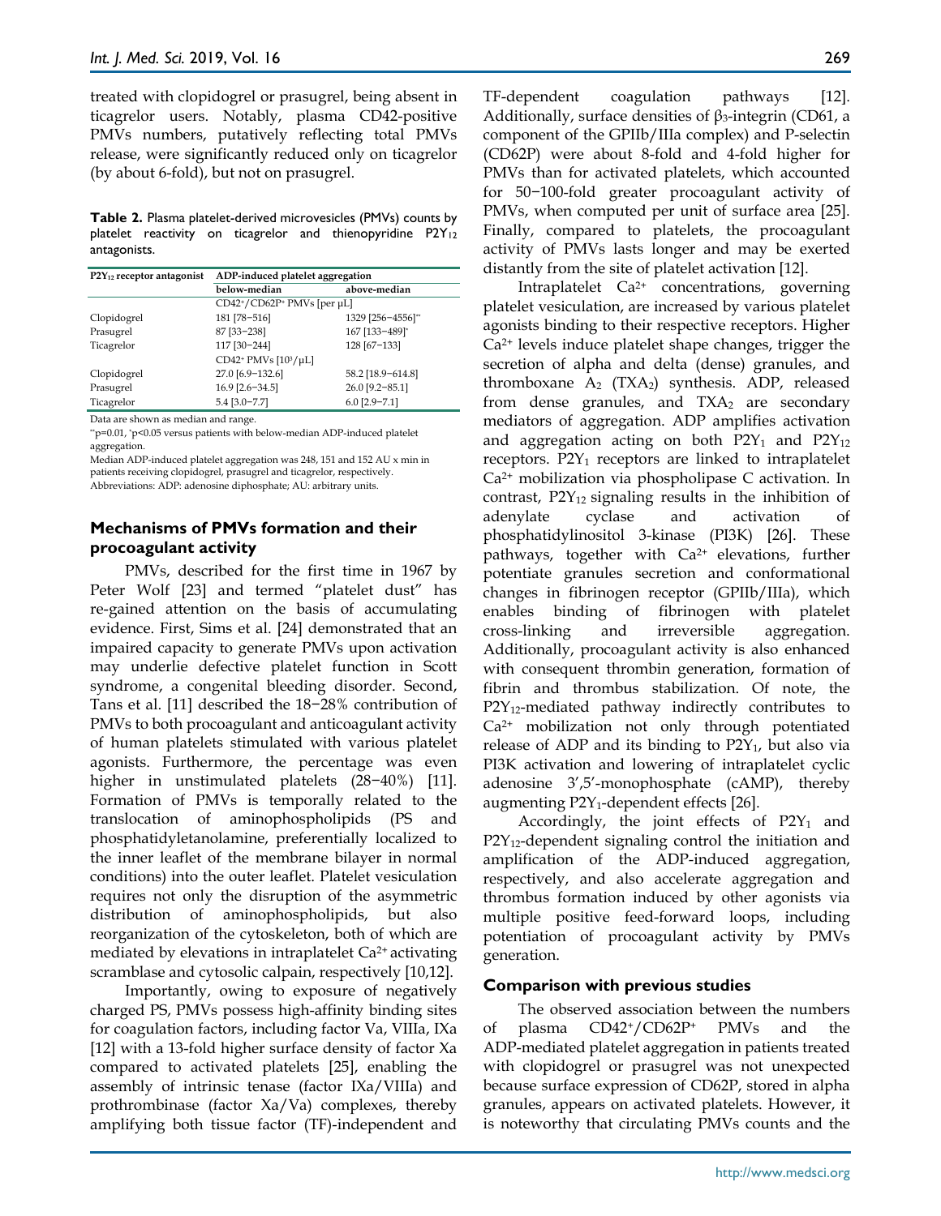treated with clopidogrel or prasugrel, being absent in ticagrelor users. Notably, plasma CD42-positive PMVs numbers, putatively reflecting total PMVs release, were significantly reduced only on ticagrelor (by about 6-fold), but not on prasugrel.

**Table 2.** Plasma platelet-derived microvesicles (PMVs) counts by platelet reactivity on ticagrelor and thienopyridine $P2Y_{12}$ antagonists.

| $P2Y_{12}$ receptor antagonist | ADP-induced platelet aggregation | |
|---|---|---|
| | below-median | above-median |
| | $CD42^{+}/CD62P^{+}$ PMVs [per μL] | |
| Clopidogrel | 181 [78−516] | 1329 [256−4556]** |
| Prasugrel | 87 [33−238] | 167 [133−489]* |
| Ticagrelor | 117 [30−244] | 128 [67−133] |
| | $CD42^{+}$ PMVs [$10^3$/μL] | |
| Clopidogrel | 27.0 [6.9−132.6] | 58.2 [18.9−614.8] |
| Prasugrel | 16.9 [2.6−34.5] | 26.0 [9.2−85.1] |
| Ticagrelor | 5.4 [3.0−7.7] | 6.0 [2.9−7.1] |

Data are shown as median and range.

**p=0.01, *p<0.05 versus patients with below-median ADP-induced platelet aggregation.

Median ADP-induced platelet aggregation was 248, 151 and 152 AU x min in patients receiving clopidogrel, prasugrel and ticagrelor, respectively.

Abbreviations: ADP: adenosine diphosphate; AU: arbitrary units.

## Mechanisms of PMVs formation and their procoagulant activity

PMVs, described for the first time in 1967 by Peter Wolf [23] and termed "platelet dust" has re-gained attention on the basis of accumulating evidence. First, Sims et al. [24] demonstrated that an impaired capacity to generate PMVs upon activation may underlie defective platelet function in Scott syndrome, a congenital bleeding disorder. Second, Tans et al. [11] described the 18−28% contribution of PMVs to both procoagulant and anticoagulant activity of human platelets stimulated with various platelet agonists. Furthermore, the percentage was even higher in unstimulated platelets (28−40%) [11]. Formation of PMVs is temporally related to the translocation of aminophospholipids (PS and phosphatidyletanolamine, preferentially localized to the inner leaflet of the membrane bilayer in normal conditions) into the outer leaflet. Platelet vesiculation requires not only the disruption of the asymmetric distribution of aminophospholipids, but also reorganization of the cytoskeleton, both of which are mediated by elevations in intraplatelet $Ca^{2+}$ activating scramblase and cytosolic calpain, respectively [10,12].

Importantly, owing to exposure of negatively charged PS, PMVs possess high-affinity binding sites for coagulation factors, including factor Va, VIIIa, IXa [12] with a 13-fold higher surface density of factor Xa compared to activated platelets [25], enabling the assembly of intrinsic tenase (factor IXa/VIIIa) and prothrombinase (factor Xa/Va) complexes, thereby amplifying both tissue factor (TF)-independent and TF-dependent coagulation pathways [12]. Additionally, surface densities of $\beta_3$-integrin (CD61, a component of the GPIIb/IIIa complex) and P-selectin (CD62P) were about 8-fold and 4-fold higher for PMVs than for activated platelets, which accounted for 50−100-fold greater procoagulant activity of PMVs, when computed per unit of surface area [25]. Finally, compared to platelets, the procoagulant activity of PMVs lasts longer and may be exerted distantly from the site of platelet activation [12].

Intraplatelet $Ca^{2+}$ concentrations, governing platelet vesiculation, are increased by various platelet agonists binding to their respective receptors. Higher $Ca^{2+}$ levels induce platelet shape changes, trigger the secretion of alpha and delta (dense) granules, and thromboxane $A_2$ ($TXA_2$) synthesis. ADP, released from dense granules, and $TXA_2$ are secondary mediators of aggregation. ADP amplifies activation and aggregation acting on both $P2Y_1$ and $P2Y_{12}$ receptors. $P2Y_1$ receptors are linked to intraplatelet $Ca^{2+}$ mobilization via phospholipase C activation. In contrast, $P2Y_{12}$ signaling results in the inhibition of adenylate cyclase and activation of phosphatidylinositol 3-kinase (PI3K) [26]. These pathways, together with $Ca^{2+}$ elevations, further potentiate granules secretion and conformational changes in fibrinogen receptor (GPIIb/IIIa), which enables binding of fibrinogen with platelet cross-linking and irreversible aggregation. Additionally, procoagulant activity is also enhanced with consequent thrombin generation, formation of fibrin and thrombus stabilization. Of note, the $P2Y_{12}$-mediated pathway indirectly contributes to $Ca^{2+}$ mobilization not only through potentiated release of ADP and its binding to $P2Y_1$, but also via PI3K activation and lowering of intraplatelet cyclic adenosine 3′,5′-monophosphate (cAMP), thereby augmenting $P2Y_1$-dependent effects [26].

Accordingly, the joint effects of $P2Y_1$ and $P2Y_{12}$-dependent signaling control the initiation and amplification of the ADP-induced aggregation, respectively, and also accelerate aggregation and thrombus formation induced by other agonists via multiple positive feed-forward loops, including potentiation of procoagulant activity by PMVs generation.

### Comparison with previous studies

The observed association between the numbers of plasma $CD42^{+}/CD62P^{+}$ PMVs and the ADP-mediated platelet aggregation in patients treated with clopidogrel or prasugrel was not unexpected because surface expression of CD62P, stored in alpha granules, appears on activated platelets. However, it is noteworthy that circulating PMVs counts and the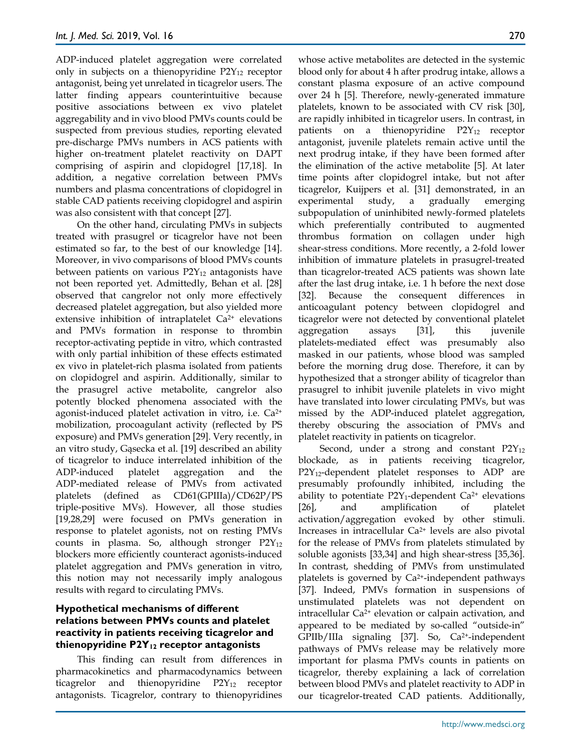ADP-induced platelet aggregation were correlated only in subjects on a thienopyridine $P2Y_{12}$ receptor antagonist, being yet unrelated in ticagrelor users. The latter finding appears counterintuitive because positive associations between ex vivo platelet aggregability and in vivo blood PMVs counts could be suspected from previous studies, reporting elevated pre-discharge PMVs numbers in ACS patients with higher on-treatment platelet reactivity on DAPT comprising of aspirin and clopidogrel [17,18]. In addition, a negative correlation between PMVs numbers and plasma concentrations of clopidogrel in stable CAD patients receiving clopidogrel and aspirin was also consistent with that concept [27].

On the other hand, circulating PMVs in subjects treated with prasugrel or ticagrelor have not been estimated so far, to the best of our knowledge [14]. Moreover, in vivo comparisons of blood PMVs counts between patients on various $P2Y_{12}$ antagonists have not been reported yet. Admittedly, Behan et al. [28] observed that cangrelor not only more effectively decreased platelet aggregation, but also yielded more extensive inhibition of intraplatelet $Ca^{2+}$ elevations and PMVs formation in response to thrombin receptor-activating peptide in vitro, which contrasted with only partial inhibition of these effects estimated ex vivo in platelet-rich plasma isolated from patients on clopidogrel and aspirin. Additionally, similar to the prasugrel active metabolite, cangrelor also potently blocked phenomena associated with the agonist-induced platelet activation in vitro, i.e. $Ca^{2+}$ mobilization, procoagulant activity (reflected by PS exposure) and PMVs generation [29]. Very recently, in an vitro study, Gąsecka et al. [19] described an ability of ticagrelor to induce interrelated inhibition of the ADP-induced platelet aggregation and the ADP-mediated release of PMVs from activated platelets (defined as CD61(GPIIIa)/CD62P/PS triple-positive MVs). However, all those studies [19,28,29] were focused on PMVs generation in response to platelet agonists, not on resting PMVs counts in plasma. So, although stronger $P2Y_{12}$ blockers more efficiently counteract agonists-induced platelet aggregation and PMVs generation in vitro, this notion may not necessarily imply analogous results with regard to circulating PMVs.

## Hypothetical mechanisms of different relations between PMVs counts and platelet reactivity in patients receiving ticagrelor and thienopyridine $P2Y_{12}$ receptor antagonists

This finding can result from differences in pharmacokinetics and pharmacodynamics between ticagrelor and thienopyridine $P2Y_{12}$ receptor antagonists. Ticagrelor, contrary to thienopyridines whose active metabolites are detected in the systemic blood only for about 4 h after prodrug intake, allows a constant plasma exposure of an active compound over 24 h [5]. Therefore, newly-generated immature platelets, known to be associated with CV risk [30], are rapidly inhibited in ticagrelor users. In contrast, in patients on a thienopyridine $P2Y_{12}$ receptor antagonist, juvenile platelets remain active until the next prodrug intake, if they have been formed after the elimination of the active metabolite [5]. At later time points after clopidogrel intake, but not after ticagrelor, Kuijpers et al. [31] demonstrated, in an experimental study, a gradually emerging subpopulation of uninhibited newly-formed platelets which preferentially contributed to augmented thrombus formation on collagen under high shear-stress conditions. More recently, a 2-fold lower inhibition of immature platelets in prasugrel-treated than ticagrelor-treated ACS patients was shown late after the last drug intake, i.e. 1 h before the next dose [32]. Because the consequent differences in anticoagulant potency between clopidogrel and ticagrelor were not detected by conventional platelet aggregation assays [31], this juvenile platelets-mediated effect was presumably also masked in our patients, whose blood was sampled before the morning drug dose. Therefore, it can by hypothesized that a stronger ability of ticagrelor than prasugrel to inhibit juvenile platelets in vivo might have translated into lower circulating PMVs, but was missed by the ADP-induced platelet aggregation, thereby obscuring the association of PMVs and platelet reactivity in patients on ticagrelor.

Second, under a strong and constant $P2Y_{12}$ blockade, as in patients receiving ticagrelor, $P2Y_{12}$-dependent platelet responses to ADP are presumably profoundly inhibited, including the ability to potentiate $P2Y_1$-dependent $Ca^{2+}$ elevations [26], and amplification of platelet activation/aggregation evoked by other stimuli. Increases in intracellular $Ca^{2+}$ levels are also pivotal for the release of PMVs from platelets stimulated by soluble agonists [33,34] and high shear-stress [35,36]. In contrast, shedding of PMVs from unstimulated platelets is governed by $Ca^{2+}$-independent pathways [37]. Indeed, PMVs formation in suspensions of unstimulated platelets was not dependent on intracellular $Ca^{2+}$ elevation or calpain activation, and appeared to be mediated by so-called "outside-in" GPIIb/IIIa signaling [37]. So, $Ca^{2+}$-independent pathways of PMVs release may be relatively more important for plasma PMVs counts in patients on ticagrelor, thereby explaining a lack of correlation between blood PMVs and platelet reactivity to ADP in our ticagrelor-treated CAD patients. Additionally,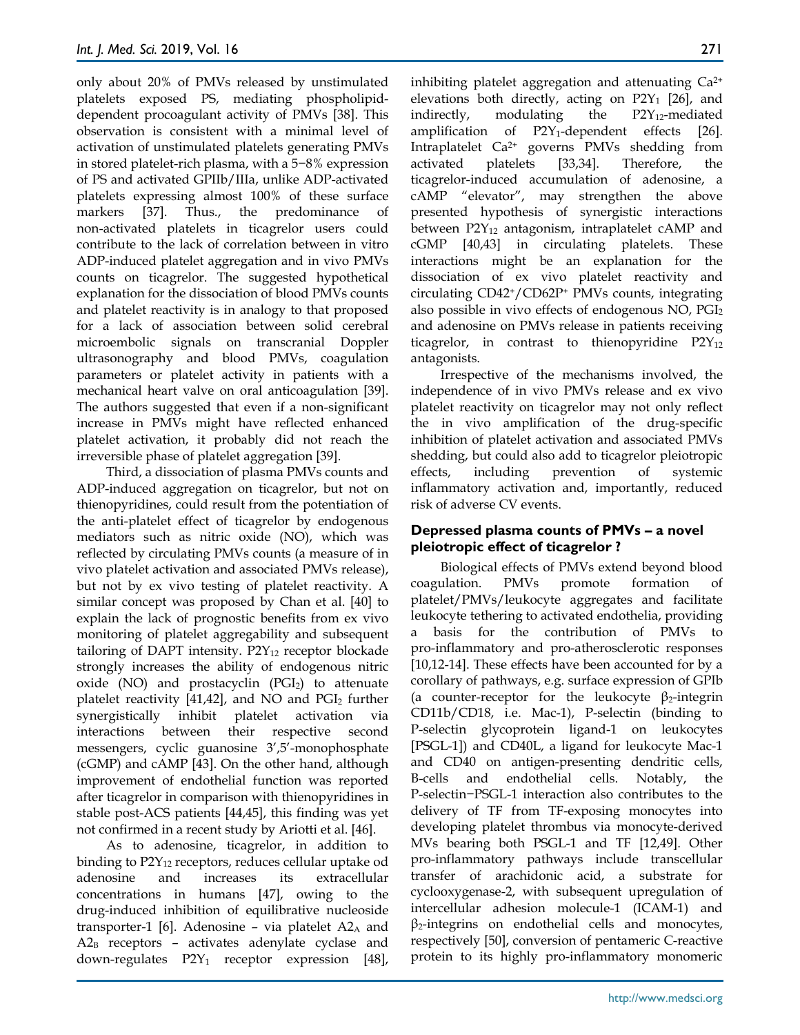only about 20% of PMVs released by unstimulated platelets exposed PS, mediating phospholipid-dependent procoagulant activity of PMVs [38]. This observation is consistent with a minimal level of activation of unstimulated platelets generating PMVs in stored platelet-rich plasma, with a 5−8% expression of PS and activated GPIIb/IIIa, unlike ADP-activated platelets expressing almost 100% of these surface markers [37]. Thus., the predominance of non-activated platelets in ticagrelor users could contribute to the lack of correlation between in vitro ADP-induced platelet aggregation and in vivo PMVs counts on ticagrelor. The suggested hypothetical explanation for the dissociation of blood PMVs counts and platelet reactivity is in analogy to that proposed for a lack of association between solid cerebral microembolic signals on transcranial Doppler ultrasonography and blood PMVs, coagulation parameters or platelet activity in patients with a mechanical heart valve on oral anticoagulation [39]. The authors suggested that even if a non-significant increase in PMVs might have reflected enhanced platelet activation, it probably did not reach the irreversible phase of platelet aggregation [39].

Third, a dissociation of plasma PMVs counts and ADP-induced aggregation on ticagrelor, but not on thienopyridines, could result from the potentiation of the anti-platelet effect of ticagrelor by endogenous mediators such as nitric oxide (NO), which was reflected by circulating PMVs counts (a measure of in vivo platelet activation and associated PMVs release), but not by ex vivo testing of platelet reactivity. A similar concept was proposed by Chan et al. [40] to explain the lack of prognostic benefits from ex vivo monitoring of platelet aggregability and subsequent tailoring of DAPT intensity. $P2Y_{12}$ receptor blockade strongly increases the ability of endogenous nitric oxide (NO) and prostacyclin ($PGI_2$) to attenuate platelet reactivity [41,42], and NO and $PGI_2$ further synergistically inhibit platelet activation via interactions between their respective second messengers, cyclic guanosine 3′,5′-monophosphate (cGMP) and cAMP [43]. On the other hand, although improvement of endothelial function was reported after ticagrelor in comparison with thienopyridines in stable post-ACS patients [44,45], this finding was yet not confirmed in a recent study by Ariotti et al. [46].

As to adenosine, ticagrelor, in addition to binding to $P2Y_{12}$ receptors, reduces cellular uptake od adenosine and increases its extracellular concentrations in humans [47], owing to the drug-induced inhibition of equilibrative nucleoside transporter-1 [6]. Adenosine – via platelet $A2_A$ and $A2_B$ receptors – activates adenylate cyclase and down-regulates $P2Y_1$ receptor expression [48], inhibiting platelet aggregation and attenuating $Ca^{2+}$ elevations both directly, acting on $P2Y_1$ [26], and indirectly, modulating the $P2Y_{12}$-mediated amplification of $P2Y_1$-dependent effects [26]. Intraplatelet $Ca^{2+}$ governs PMVs shedding from activated platelets [33,34]. Therefore, the ticagrelor-induced accumulation of adenosine, a cAMP "elevator", may strengthen the above presented hypothesis of synergistic interactions between $P2Y_{12}$ antagonism, intraplatelet cAMP and cGMP [40,43] in circulating platelets. These interactions might be an explanation for the dissociation of ex vivo platelet reactivity and circulating $CD42^+/CD62P^+$ PMVs counts, integrating also possible in vivo effects of endogenous NO, $PGI_2$ and adenosine on PMVs release in patients receiving ticagrelor, in contrast to thienopyridine $P2Y_{12}$ antagonists.

Irrespective of the mechanisms involved, the independence of in vivo PMVs release and ex vivo platelet reactivity on ticagrelor may not only reflect the in vivo amplification of the drug-specific inhibition of platelet activation and associated PMVs shedding, but could also add to ticagrelor pleiotropic effects, including prevention of systemic inflammatory activation and, importantly, reduced risk of adverse CV events.

### Depressed plasma counts of PMVs – a novel pleiotropic effect of ticagrelor ?

Biological effects of PMVs extend beyond blood coagulation. PMVs promote formation of platelet/PMVs/leukocyte aggregates and facilitate leukocyte tethering to activated endothelia, providing a basis for the contribution of PMVs to pro-inflammatory and pro-atherosclerotic responses [10,12-14]. These effects have been accounted for by a corollary of pathways, e.g. surface expression of GPIb (a counter-receptor for the leukocyte $\beta_2$-integrin CD11b/CD18, i.e. Mac-1), P-selectin (binding to P-selectin glycoprotein ligand-1 on leukocytes [PSGL-1]) and CD40L, a ligand for leukocyte Mac-1 and CD40 on antigen-presenting dendritic cells, B-cells and endothelial cells. Notably, the P-selectin−PSGL-1 interaction also contributes to the delivery of TF from TF-exposing monocytes into developing platelet thrombus via monocyte-derived MVs bearing both PSGL-1 and TF [12,49]. Other pro-inflammatory pathways include transcellular transfer of arachidonic acid, a substrate for cyclooxygenase-2, with subsequent upregulation of intercellular adhesion molecule-1 (ICAM-1) and $\beta_2$-integrins on endothelial cells and monocytes, respectively [50], conversion of pentameric C-reactive protein to its highly pro-inflammatory monomeric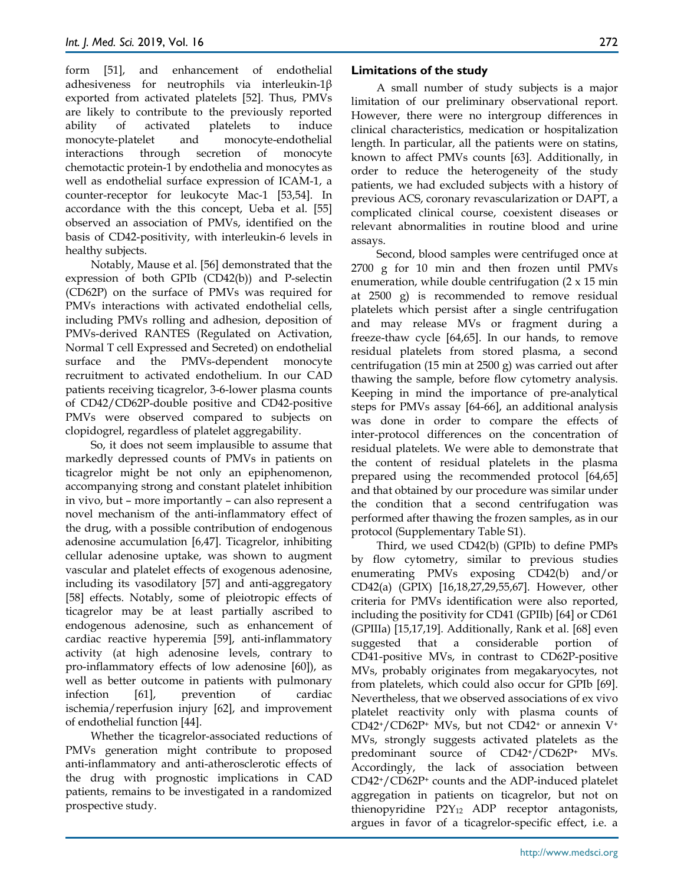form [51], and enhancement of endothelial adhesiveness for neutrophils via interleukin-1β exported from activated platelets [52]. Thus, PMVs are likely to contribute to the previously reported ability of activated platelets to induce monocyte-platelet and monocyte-endothelial interactions through secretion of monocyte chemotactic protein-1 by endothelia and monocytes as well as endothelial surface expression of ICAM-1, a counter-receptor for leukocyte Mac-1 [53,54]. In accordance with the this concept, Ueba et al. [55] observed an association of PMVs, identified on the basis of CD42-positivity, with interleukin-6 levels in healthy subjects.

Notably, Mause et al. [56] demonstrated that the expression of both GPIb (CD42(b)) and P-selectin (CD62P) on the surface of PMVs was required for PMVs interactions with activated endothelial cells, including PMVs rolling and adhesion, deposition of PMVs-derived RANTES (Regulated on Activation, Normal T cell Expressed and Secreted) on endothelial surface and the PMVs-dependent monocyte recruitment to activated endothelium. In our CAD patients receiving ticagrelor, 3-6-lower plasma counts of CD42/CD62P-double positive and CD42-positive PMVs were observed compared to subjects on clopidogrel, regardless of platelet aggregability.

So, it does not seem implausible to assume that markedly depressed counts of PMVs in patients on ticagrelor might be not only an epiphenomenon, accompanying strong and constant platelet inhibition in vivo, but – more importantly – can also represent a novel mechanism of the anti-inflammatory effect of the drug, with a possible contribution of endogenous adenosine accumulation [6,47]. Ticagrelor, inhibiting cellular adenosine uptake, was shown to augment vascular and platelet effects of exogenous adenosine, including its vasodilatory [57] and anti-aggregatory [58] effects. Notably, some of pleiotropic effects of ticagrelor may be at least partially ascribed to endogenous adenosine, such as enhancement of cardiac reactive hyperemia [59], anti-inflammatory activity (at high adenosine levels, contrary to pro-inflammatory effects of low adenosine [60]), as well as better outcome in patients with pulmonary infection [61], prevention of cardiac ischemia/reperfusion injury [62], and improvement of endothelial function [44].

Whether the ticagrelor-associated reductions of PMVs generation might contribute to proposed anti-inflammatory and anti-atherosclerotic effects of the drug with prognostic implications in CAD patients, remains to be investigated in a randomized prospective study.

### Limitations of the study

A small number of study subjects is a major limitation of our preliminary observational report. However, there were no intergroup differences in clinical characteristics, medication or hospitalization length. In particular, all the patients were on statins, known to affect PMVs counts [63]. Additionally, in order to reduce the heterogeneity of the study patients, we had excluded subjects with a history of previous ACS, coronary revascularization or DAPT, a complicated clinical course, coexistent diseases or relevant abnormalities in routine blood and urine assays.

Second, blood samples were centrifuged once at 2700 g for 10 min and then frozen until PMVs enumeration, while double centrifugation (2 x 15 min at 2500 g) is recommended to remove residual platelets which persist after a single centrifugation and may release MVs or fragment during a freeze-thaw cycle [64,65]. In our hands, to remove residual platelets from stored plasma, a second centrifugation (15 min at 2500 g) was carried out after thawing the sample, before flow cytometry analysis. Keeping in mind the importance of pre-analytical steps for PMVs assay [64-66], an additional analysis was done in order to compare the effects of inter-protocol differences on the concentration of residual platelets. We were able to demonstrate that the content of residual platelets in the plasma prepared using the recommended protocol [64,65] and that obtained by our procedure was similar under the condition that a second centrifugation was performed after thawing the frozen samples, as in our protocol (Supplementary Table S1).

Third, we used CD42(b) (GPIb) to define PMPs by flow cytometry, similar to previous studies enumerating PMVs exposing CD42(b) and/or CD42(a) (GPIX) [16,18,27,29,55,67]. However, other criteria for PMVs identification were also reported, including the positivity for CD41 (GPIIb) [64] or CD61 (GPIIIa) [15,17,19]. Additionally, Rank et al. [68] even suggested that a considerable portion of CD41-positive MVs, in contrast to CD62P-positive MVs, probably originates from megakaryocytes, not from platelets, which could also occur for GPIb [69]. Nevertheless, that we observed associations of ex vivo platelet reactivity only with plasma counts of $CD42^+/CD62P^+$ MVs, but not $CD42^+$ or annexin $V^+$ MVs, strongly suggests activated platelets as the predominant source of $CD42^+/CD62P^+$ MVs. Accordingly, the lack of association between $CD42^+/CD62P^+$ counts and the ADP-induced platelet aggregation in patients on ticagrelor, but not on thienopyridine $P2Y_{12}$ ADP receptor antagonists, argues in favor of a ticagrelor-specific effect, i.e. a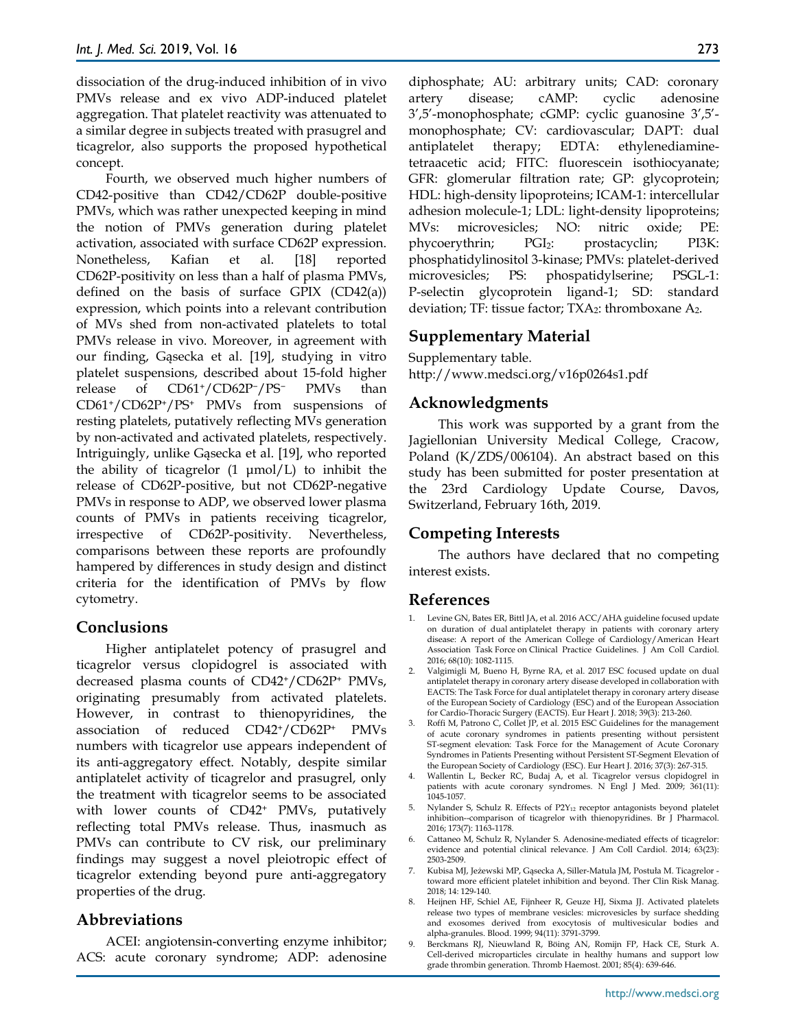dissociation of the drug-induced inhibition of in vivo PMVs release and ex vivo ADP-induced platelet aggregation. That platelet reactivity was attenuated to a similar degree in subjects treated with prasugrel and ticagrelor, also supports the proposed hypothetical concept.

Fourth, we observed much higher numbers of CD42-positive than CD42/CD62P double-positive PMVs, which was rather unexpected keeping in mind the notion of PMVs generation during platelet activation, associated with surface CD62P expression. Nonetheless, Kafian et al. [18] reported CD62P-positivity on less than a half of plasma PMVs, defined on the basis of surface GPIX (CD42(a)) expression, which points into a relevant contribution of MVs shed from non-activated platelets to total PMVs release in vivo. Moreover, in agreement with our finding, Gąsecka et al. [19], studying in vitro platelet suspensions, described about 15-fold higher release of $CD61^+/CD62P^-/PS^-$ PMVs than $CD61^+/CD62P^+/PS^+$ PMVs from suspensions of resting platelets, putatively reflecting MVs generation by non-activated and activated platelets, respectively. Intriguingly, unlike Gąsecka et al. [19], who reported the ability of ticagrelor (1 μmol/L) to inhibit the release of CD62P-positive, but not CD62P-negative PMVs in response to ADP, we observed lower plasma counts of PMVs in patients receiving ticagrelor, irrespective of CD62P-positivity. Nevertheless, comparisons between these reports are profoundly hampered by differences in study design and distinct criteria for the identification of PMVs by flow cytometry.

## Conclusions

Higher antiplatelet potency of prasugrel and ticagrelor versus clopidogrel is associated with decreased plasma counts of $CD42^+/CD62P^+$ PMVs, originating presumably from activated platelets. However, in contrast to thienopyridines, the association of reduced $CD42^+/CD62P^+$ PMVs numbers with ticagrelor use appears independent of its anti-aggregatory effect. Notably, despite similar antiplatelet activity of ticagrelor and prasugrel, only the treatment with ticagrelor seems to be associated with lower counts of $CD42^+$ PMVs, putatively reflecting total PMVs release. Thus, inasmuch as PMVs can contribute to CV risk, our preliminary findings may suggest a novel pleiotropic effect of ticagrelor extending beyond pure anti-aggregatory properties of the drug.

## Abbreviations

ACEI: angiotensin-converting enzyme inhibitor; ACS: acute coronary syndrome; ADP: adenosine diphosphate; AU: arbitrary units; CAD: coronary artery disease; cAMP: cyclic adenosine 3′,5′-monophosphate; cGMP: cyclic guanosine 3′,5′-monophosphate; CV: cardiovascular; DAPT: dual antiplatelet therapy; EDTA: ethylenediaminetetraacetic acid; FITC: fluorescein isothiocyanate; GFR: glomerular filtration rate; GP: glycoprotein; HDL: high-density lipoproteins; ICAM-1: intercellular adhesion molecule-1; LDL: light-density lipoproteins; MVs: microvesicles; NO: nitric oxide; PE: phycoerythrin; $PGI_2$: prostacyclin; PI3K: phosphatidylinositol 3-kinase; PMVs: platelet-derived microvesicles; PS: phospatidylserine; PSGL-1: P-selectin glycoprotein ligand-1; SD: standard deviation; TF: tissue factor; $TXA_2$: thromboxane $A_2$.

## Supplementary Material

Supplementary table.
http://www.medsci.org/v16p0264s1.pdf

## Acknowledgments

This work was supported by a grant from the Jagiellonian University Medical College, Cracow, Poland (K/ZDS/006104). An abstract based on this study has been submitted for poster presentation at the 23rd Cardiology Update Course, Davos, Switzerland, February 16th, 2019.

## Competing Interests

The authors have declared that no competing interest exists.

## References

1. Levine GN, Bates ER, Bittl JA, et al. 2016 ACC/AHA guideline focused update on duration of dual antiplatelet therapy in patients with coronary artery disease: A report of the American College of Cardiology/American Heart Association Task Force on Clinical Practice Guidelines. J Am Coll Cardiol. 2016; 68(10): 1082-1115.
2. Valgimigli M, Bueno H, Byrne RA, et al. 2017 ESC focused update on dual antiplatelet therapy in coronary artery disease developed in collaboration with EACTS: The Task Force for dual antiplatelet therapy in coronary artery disease of the European Society of Cardiology (ESC) and of the European Association for Cardio-Thoracic Surgery (EACTS). Eur Heart J. 2018; 39(3): 213-260.
3. Roffi M, Patrono C, Collet JP, et al. 2015 ESC Guidelines for the management of acute coronary syndromes in patients presenting without persistent ST-segment elevation: Task Force for the Management of Acute Coronary Syndromes in Patients Presenting without Persistent ST-Segment Elevation of the European Society of Cardiology (ESC). Eur Heart J. 2016; 37(3): 267-315.
4. Wallentin L, Becker RC, Budaj A, et al. Ticagrelor versus clopidogrel in patients with acute coronary syndromes. N Engl J Med. 2009; 361(11): 1045-1057.
5. Nylander S, Schulz R. Effects of $P2Y_{12}$ receptor antagonists beyond platelet inhibition--comparison of ticagrelor with thienopyridines. Br J Pharmacol. 2016; 173(7): 1163-1178.
6. Cattaneo M, Schulz R, Nylander S. Adenosine-mediated effects of ticagrelor: evidence and potential clinical relevance. J Am Coll Cardiol. 2014; 63(23): 2503-2509.
7. Kubisa MJ, Jeżewski MP, Gąsecka A, Siller-Matula JM, Postuła M. Ticagrelor - toward more efficient platelet inhibition and beyond. Ther Clin Risk Manag. 2018; 14: 129-140.
8. Heijnen HF, Schiel AE, Fijnheer R, Geuze HJ, Sixma JJ. Activated platelets release two types of membrane vesicles: microvesicles by surface shedding and exosomes derived from exocytosis of multivesicular bodies and alpha-granules. Blood. 1999; 94(11): 3791-3799.
9. Berckmans RJ, Nieuwland R, Böing AN, Romijn FP, Hack CE, Sturk A. Cell-derived microparticles circulate in healthy humans and support low grade thrombin generation. Thromb Haemost. 2001; 85(4): 639-646.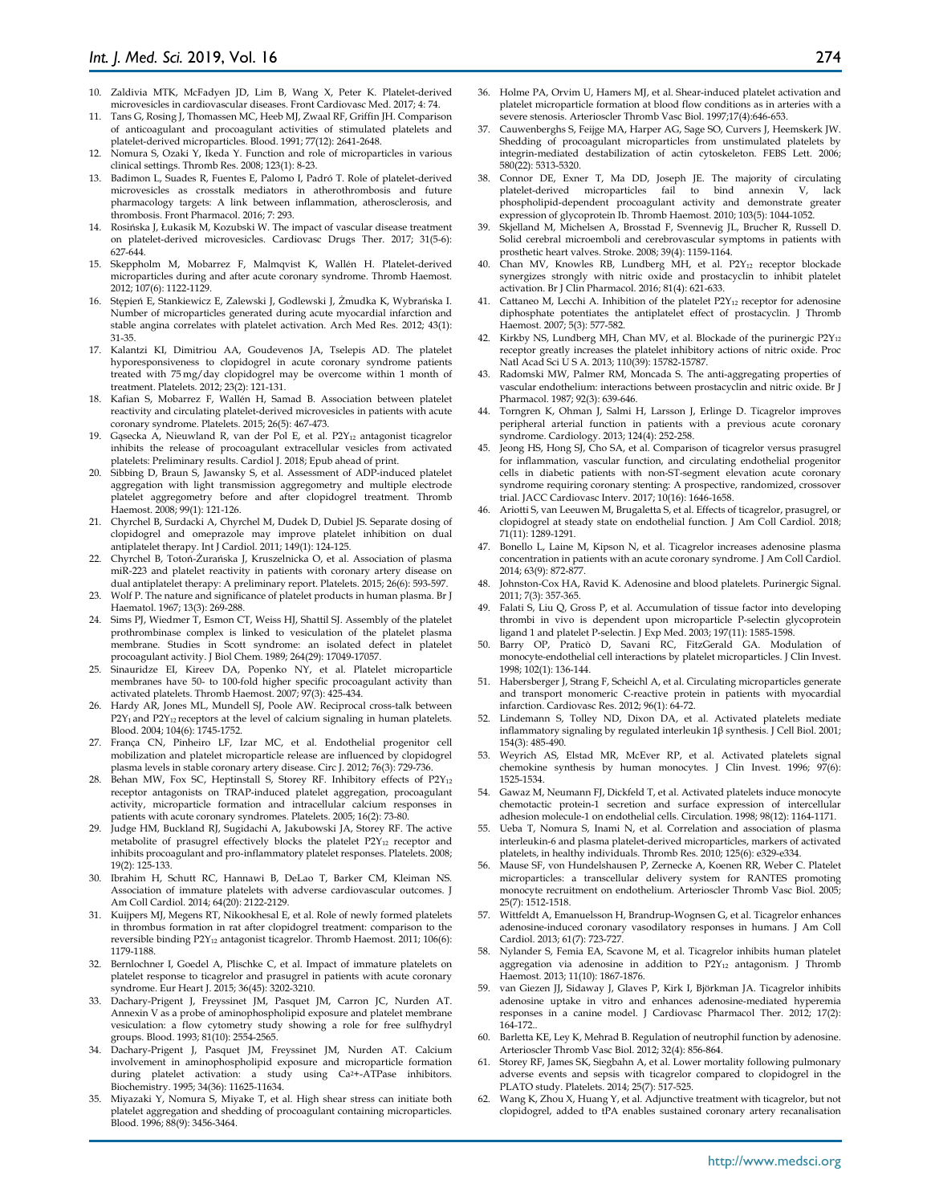10. Zaldivia MTK, McFadyen JD, Lim B, Wang X, Peter K. Platelet-derived microvesicles in cardiovascular diseases. Front Cardiovasc Med. 2017; 4: 74.
11. Tans G, Rosing J, Thomassen MC, Heeb MJ, Zwaal RF, Griffin JH. Comparison of anticoagulant and procoagulant activities of stimulated platelets and platelet-derived microparticles. Blood. 1991; 77(12): 2641-2648.
12. Nomura S, Ozaki Y, Ikeda Y. Function and role of microparticles in various clinical settings. Thromb Res. 2008; 123(1): 8-23.
13. Badimon L, Suades R, Fuentes E, Palomo I, Padró T. Role of platelet-derived microvesicles as crosstalk mediators in atherothrombosis and future pharmacology targets: A link between inflammation, atherosclerosis, and thrombosis. Front Pharmacol. 2016; 7: 293.
14. Rosińska J, Łukasik M, Kozubski W. The impact of vascular disease treatment on platelet-derived microvesicles. Cardiovasc Drugs Ther. 2017; 31(5-6): 627-644.
15. Skeppholm M, Mobarrez F, Malmqvist K, Wallén H. Platelet-derived microparticles during and after acute coronary syndrome. Thromb Haemost. 2012; 107(6): 1122-1129.
16. Stępień E, Stankiewicz E, Zalewski J, Godlewski J, Żmudka K, Wybrańska I. Number of microparticles generated during acute myocardial infarction and stable angina correlates with platelet activation. Arch Med Res. 2012; 43(1): 31-35.
17. Kalantzi KI, Dimitriou AA, Goudevenos JA, Tselepis AD. The platelet hyporesponsiveness to clopidogrel in acute coronary syndrome patients treated with 75 mg/day clopidogrel may be overcome within 1 month of treatment. Platelets. 2012; 23(2): 121-131.
18. Kafian S, Mobarrez F, Wallén H, Samad B. Association between platelet reactivity and circulating platelet-derived microvesicles in patients with acute coronary syndrome. Platelets. 2015; 26(5): 467-473.
19. Gąsecka A, Nieuwland R, van der Pol E, et al. $P2Y_{12}$ antagonist ticagrelor inhibits the release of procoagulant extracellular vesicles from activated platelets: Preliminary results. Cardiol J. 2018; Epub ahead of print.
20. Sibbing D, Braun S, Jawansky S, et al. Assessment of ADP-induced platelet aggregation with light transmission aggregometry and multiple electrode platelet aggregometry before and after clopidogrel treatment. Thromb Haemost. 2008; 99(1): 121-126.
21. Chyrchel B, Surdacki A, Chyrchel M, Dudek D, Dubiel JS. Separate dosing of clopidogrel and omeprazole may improve platelet inhibition on dual antiplatelet therapy. Int J Cardiol. 2011; 149(1): 124-125.
22. Chyrchel B, Totoń-Żurańska J, Kruszelnicka O, et al. Association of plasma miR-223 and platelet reactivity in patients with coronary artery disease on dual antiplatelet therapy: A preliminary report. Platelets. 2015; 26(6): 593-597.
23. Wolf P. The nature and significance of platelet products in human plasma. Br J Haematol. 1967; 13(3): 269-288.
24. Sims PJ, Wiedmer T, Esmon CT, Weiss HJ, Shattil SJ. Assembly of the platelet prothrombinase complex is linked to vesiculation of the platelet plasma membrane. Studies in Scott syndrome: an isolated defect in platelet procoagulant activity. J Biol Chem. 1989; 264(29): 17049-17057.
25. Sinauridze EI, Kireev DA, Popenko NY, et al. Platelet microparticle membranes have 50- to 100-fold higher specific procoagulant activity than activated platelets. Thromb Haemost. 2007; 97(3): 425-434.
26. Hardy AR, Jones ML, Mundell SJ, Poole AW. Reciprocal cross-talk between $P2Y_1$ and $P2Y_{12}$ receptors at the level of calcium signaling in human platelets. Blood. 2004; 104(6): 1745-1752.
27. França CN, Pinheiro LF, Izar MC, et al. Endothelial progenitor cell mobilization and platelet microparticle release are influenced by clopidogrel plasma levels in stable coronary artery disease. Circ J. 2012; 76(3): 729-736.
28. Behan MW, Fox SC, Heptinstall S, Storey RF. Inhibitory effects of $P2Y_{12}$ receptor antagonists on TRAP-induced platelet aggregation, procoagulant activity, microparticle formation and intracellular calcium responses in patients with acute coronary syndromes. Platelets. 2005; 16(2): 73-80.
29. Judge HM, Buckland RJ, Sugidachi A, Jakubowski JA, Storey RF. The active metabolite of prasugrel effectively blocks the platelet $P2Y_{12}$ receptor and inhibits procoagulant and pro-inflammatory platelet responses. Platelets. 2008; 19(2): 125-133.
30. Ibrahim H, Schutt RC, Hannawi B, DeLao T, Barker CM, Kleiman NS. Association of immature platelets with adverse cardiovascular outcomes. J Am Coll Cardiol. 2014; 64(20): 2122-2129.
31. Kuijpers MJ, Megens RT, Nikookhesal E, et al. Role of newly formed platelets in thrombus formation in rat after clopidogrel treatment: comparison to the reversible binding $P2Y_{12}$ antagonist ticagrelor. Thromb Haemost. 2011; 106(6): 1179-1188.
32. Bernlochner I, Goedel A, Plischke C, et al. Impact of immature platelets on platelet response to ticagrelor and prasugrel in patients with acute coronary syndrome. Eur Heart J. 2015; 36(45): 3202-3210.
33. Dachary-Prigent J, Freyssinet JM, Pasquet JM, Carron JC, Nurden AT. Annexin V as a probe of aminophospholipid exposure and platelet membrane vesiculation: a flow cytometry study showing a role for free sulfhydryl groups. Blood. 1993; 81(10): 2554-2565.
34. Dachary-Prigent J, Pasquet JM, Freyssinet JM, Nurden AT. Calcium involvement in aminophospholipid exposure and microparticle formation during platelet activation: a study using $Ca^{2+}$-ATPase inhibitors. Biochemistry. 1995; 34(36): 11625-11634.
35. Miyazaki Y, Nomura S, Miyake T, et al. High shear stress can initiate both platelet aggregation and shedding of procoagulant containing microparticles. Blood. 1996; 88(9): 3456-3464.
36. Holme PA, Orvim U, Hamers MJ, et al. Shear-induced platelet activation and platelet microparticle formation at blood flow conditions as in arteries with a severe stenosis. Arterioscler Thromb Vasc Biol. 1997;17(4):646-653.
37. Cauwenberghs S, Feijge MA, Harper AG, Sage SO, Curvers J, Heemskerk JW. Shedding of procoagulant microparticles from unstimulated platelets by integrin-mediated destabilization of actin cytoskeleton. FEBS Lett. 2006; 580(22): 5313-5320.
38. Connor DE, Exner T, Ma DD, Joseph JE. The majority of circulating platelet-derived microparticles fail to bind annexin V, lack phospholipid-dependent procoagulant activity and demonstrate greater expression of glycoprotein Ib. Thromb Haemost. 2010; 103(5): 1044-1052.
39. Skjelland M, Michelsen A, Brosstad F, Svennevig JL, Brucher R, Russell D. Solid cerebral microemboli and cerebrovascular symptoms in patients with prosthetic heart valves. Stroke. 2008; 39(4): 1159-1164.
40. Chan MV, Knowles RB, Lundberg MH, et al. $P2Y_{12}$ receptor blockade synergizes strongly with nitric oxide and prostacyclin to inhibit platelet activation. Br J Clin Pharmacol. 2016; 81(4): 621-633.
41. Cattaneo M, Lecchi A. Inhibition of the platelet $P2Y_{12}$ receptor for adenosine diphosphate potentiates the antiplatelet effect of prostacyclin. J Thromb Haemost. 2007; 5(3): 577-582.
42. Kirkby NS, Lundberg MH, Chan MV, et al. Blockade of the purinergic $P2Y_{12}$ receptor greatly increases the platelet inhibitory actions of nitric oxide. Proc Natl Acad Sci U S A. 2013; 110(39): 15782-15787.
43. Radomski MW, Palmer RM, Moncada S. The anti-aggregating properties of vascular endothelium: interactions between prostacyclin and nitric oxide. Br J Pharmacol. 1987; 92(3): 639-646.
44. Torngren K, Ohman J, Salmi H, Larsson J, Erlinge D. Ticagrelor improves peripheral arterial function in patients with a previous acute coronary syndrome. Cardiology. 2013; 124(4): 252-258.
45. Jeong HS, Hong SJ, Cho SA, et al. Comparison of ticagrelor versus prasugrel for inflammation, vascular function, and circulating endothelial progenitor cells in diabetic patients with non-ST-segment elevation acute coronary syndrome requiring coronary stenting: A prospective, randomized, crossover trial. JACC Cardiovasc Interv. 2017; 10(16): 1646-1658.
46. Ariotti S, van Leeuwen M, Brugaletta S, et al. Effects of ticagrelor, prasugrel, or clopidogrel at steady state on endothelial function. J Am Coll Cardiol. 2018; 71(11): 1289-1291.
47. Bonello L, Laine M, Kipson N, et al. Ticagrelor increases adenosine plasma concentration in patients with an acute coronary syndrome. J Am Coll Cardiol. 2014; 63(9): 872-877.
48. Johnston-Cox HA, Ravid K. Adenosine and blood platelets. Purinergic Signal. 2011; 7(3): 357-365.
49. Falati S, Liu Q, Gross P, et al. Accumulation of tissue factor into developing thrombi in vivo is dependent upon microparticle P-selectin glycoprotein ligand 1 and platelet P-selectin. J Exp Med. 2003; 197(11): 1585-1598.
50. Barry OP, Praticò D, Savani RC, FitzGerald GA. Modulation of monocyte-endothelial cell interactions by platelet microparticles. J Clin Invest. 1998; 102(1): 136-144.
51. Habersberger J, Strang F, Scheichl A, et al. Circulating microparticles generate and transport monomeric C-reactive protein in patients with myocardial infarction. Cardiovasc Res. 2012; 96(1): 64-72.
52. Lindemann S, Tolley ND, Dixon DA, et al. Activated platelets mediate inflammatory signaling by regulated interleukin 1β synthesis. J Cell Biol. 2001; 154(3): 485-490.
53. Weyrich AS, Elstad MR, McEver RP, et al. Activated platelets signal chemokine synthesis by human monocytes. J Clin Invest. 1996; 97(6): 1525-1534.
54. Gawaz M, Neumann FJ, Dickfeld T, et al. Activated platelets induce monocyte chemotactic protein-1 secretion and surface expression of intercellular adhesion molecule-1 on endothelial cells. Circulation. 1998; 98(12): 1164-1171.
55. Ueba T, Nomura S, Inami N, et al. Correlation and association of plasma interleukin-6 and plasma platelet-derived microparticles, markers of activated platelets, in healthy individuals. Thromb Res. 2010; 125(6): e329-e334.
56. Mause SF, von Hundelshausen P, Zernecke A, Koenen RR, Weber C. Platelet microparticles: a transcellular delivery system for RANTES promoting monocyte recruitment on endothelium. Arterioscler Thromb Vasc Biol. 2005; 25(7): 1512-1518.
57. Wittfeldt A, Emanuelsson H, Brandrup-Wognsen G, et al. Ticagrelor enhances adenosine-induced coronary vasodilatory responses in humans. J Am Coll Cardiol. 2013; 61(7): 723-727.
58. Nylander S, Femia EA, Scavone M, et al. Ticagrelor inhibits human platelet aggregation via adenosine in addition to $P2Y_{12}$ antagonism. J Thromb Haemost. 2013; 11(10): 1867-1876.
59. van Giezen JJ, Sidaway J, Glaves P, Kirk I, Björkman JA. Ticagrelor inhibits adenosine uptake in vitro and enhances adenosine-mediated hyperemia responses in a canine model. J Cardiovasc Pharmacol Ther. 2012; 17(2): 164-172..
60. Barletta KE, Ley K, Mehrad B. Regulation of neutrophil function by adenosine. Arterioscler Thromb Vasc Biol. 2012; 32(4): 856-864.
61. Storey RF, James SK, Siegbahn A, et al. Lower mortality following pulmonary adverse events and sepsis with ticagrelor compared to clopidogrel in the PLATO study. Platelets. 2014; 25(7): 517-525.
62. Wang K, Zhou X, Huang Y, et al. Adjunctive treatment with ticagrelor, but not clopidogrel, added to tPA enables sustained coronary artery recanalisation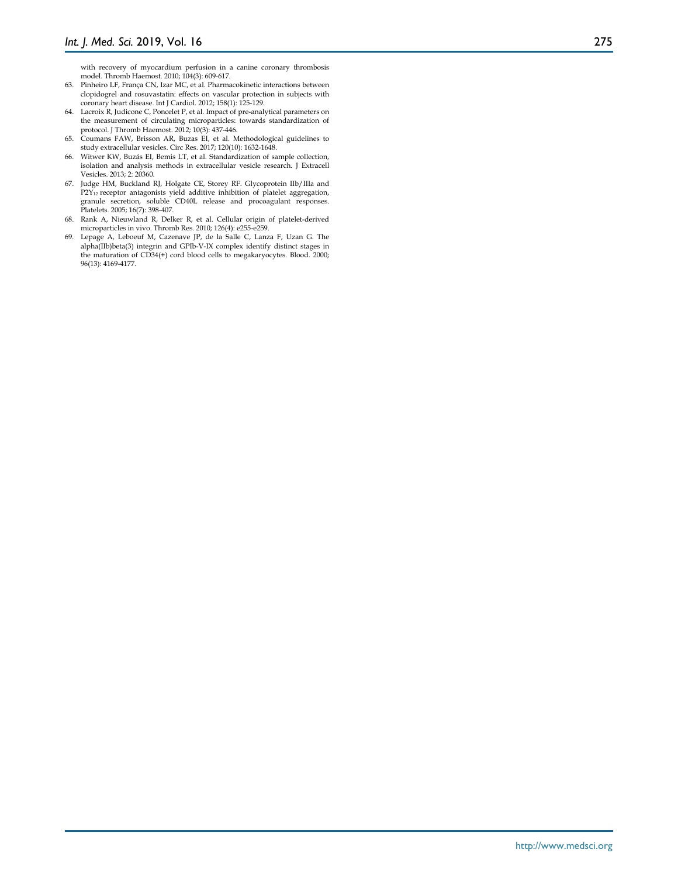with recovery of myocardium perfusion in a canine coronary thrombosis model. Thromb Haemost. 2010; 104(3): 609-617.

63. Pinheiro LF, França CN, Izar MC, et al. Pharmacokinetic interactions between clopidogrel and rosuvastatin: effects on vascular protection in subjects with coronary heart disease. Int J Cardiol. 2012; 158(1): 125-129.
64. Lacroix R, Judicone C, Poncelet P, et al. Impact of pre-analytical parameters on the measurement of circulating microparticles: towards standardization of protocol. J Thromb Haemost. 2012; 10(3): 437-446.
65. Coumans FAW, Brisson AR, Buzas EI, et al. Methodological guidelines to study extracellular vesicles. Circ Res. 2017; 120(10): 1632-1648.
66. Witwer KW, Buzás EI, Bemis LT, et al. Standardization of sample collection, isolation and analysis methods in extracellular vesicle research. J Extracell Vesicles. 2013; 2: 20360.
67. Judge HM, Buckland RJ, Holgate CE, Storey RF. Glycoprotein IIb/IIIa and $P2Y_{12}$ receptor antagonists yield additive inhibition of platelet aggregation, granule secretion, soluble CD40L release and procoagulant responses. Platelets. 2005; 16(7): 398-407.
68. Rank A, Nieuwland R, Delker R, et al. Cellular origin of platelet-derived microparticles in vivo. Thromb Res. 2010; 126(4): e255-e259.
69. Lepage A, Leboeuf M, Cazenave JP, de la Salle C, Lanza F, Uzan G. The alpha(IIb)beta(3) integrin and GPIb-V-IX complex identify distinct stages in the maturation of CD34(+) cord blood cells to megakaryocytes. Blood. 2000; 96(13): 4169-4177.